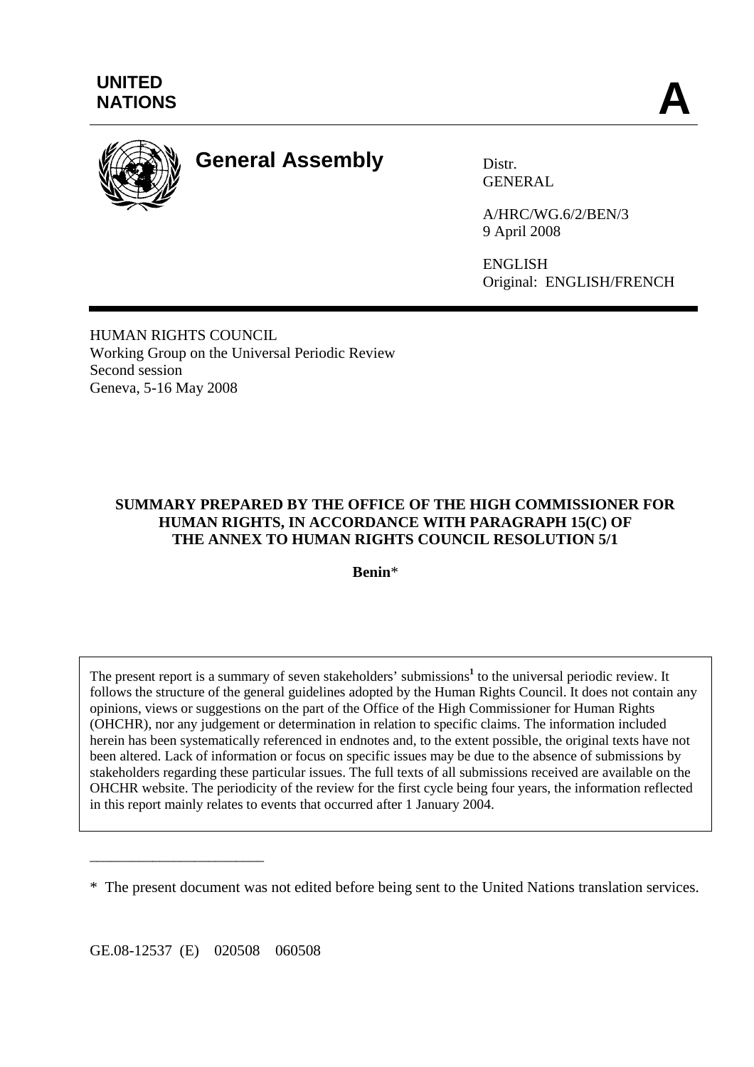**UNITED NATIONS**

**A**

# General Assembly

Distr.
GENERAL

A/HRC/WG.6/2/BEN/3
9 April 2008

ENGLISH
Original: ENGLISH/FRENCH

HUMAN RIGHTS COUNCIL
Working Group on the Universal Periodic Review
Second session
Geneva, 5-16 May 2008

**SUMMARY PREPARED BY THE OFFICE OF THE HIGH COMMISSIONER FOR HUMAN RIGHTS, IN ACCORDANCE WITH PARAGRAPH 15(C) OF THE ANNEX TO HUMAN RIGHTS COUNCIL RESOLUTION 5/1**

**Benin***

The present report is a summary of seven stakeholders' submissions[1] to the universal periodic review. It follows the structure of the general guidelines adopted by the Human Rights Council. It does not contain any opinions, views or suggestions on the part of the Office of the High Commissioner for Human Rights (OHCHR), nor any judgement or determination in relation to specific claims. The information included herein has been systematically referenced in endnotes and, to the extent possible, the original texts have not been altered. Lack of information or focus on specific issues may be due to the absence of submissions by stakeholders regarding these particular issues. The full texts of all submissions received are available on the OHCHR website. The periodicity of the review for the first cycle being four years, the information reflected in this report mainly relates to events that occurred after 1 January 2004.

\* The present document was not edited before being sent to the United Nations translation services.

GE.08-12537 (E) 020508 060508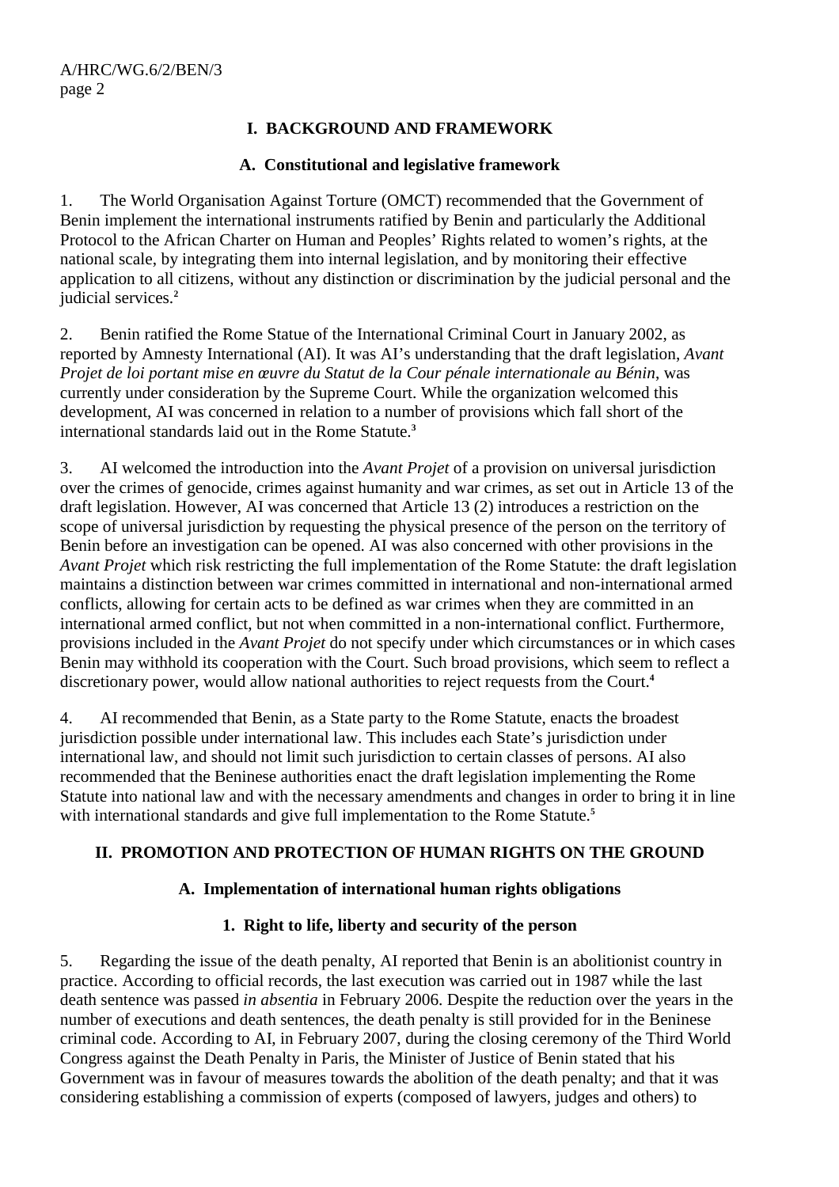## I. BACKGROUND AND FRAMEWORK

### A. Constitutional and legislative framework

1. The World Organisation Against Torture (OMCT) recommended that the Government of Benin implement the international instruments ratified by Benin and particularly the Additional Protocol to the African Charter on Human and Peoples' Rights related to women's rights, at the national scale, by integrating them into internal legislation, and by monitoring their effective application to all citizens, without any distinction or discrimination by the judicial personal and the judicial services.[2]

2. Benin ratified the Rome Statue of the International Criminal Court in January 2002, as reported by Amnesty International (AI). It was AI's understanding that the draft legislation, *Avant Projet de loi portant mise en œuvre du Statut de la Cour pénale internationale au Bénin*, was currently under consideration by the Supreme Court. While the organization welcomed this development, AI was concerned in relation to a number of provisions which fall short of the international standards laid out in the Rome Statute.[3]

3. AI welcomed the introduction into the *Avant Projet* of a provision on universal jurisdiction over the crimes of genocide, crimes against humanity and war crimes, as set out in Article 13 of the draft legislation. However, AI was concerned that Article 13 (2) introduces a restriction on the scope of universal jurisdiction by requesting the physical presence of the person on the territory of Benin before an investigation can be opened. AI was also concerned with other provisions in the *Avant Projet* which risk restricting the full implementation of the Rome Statute: the draft legislation maintains a distinction between war crimes committed in international and non-international armed conflicts, allowing for certain acts to be defined as war crimes when they are committed in an international armed conflict, but not when committed in a non-international conflict. Furthermore, provisions included in the *Avant Projet* do not specify under which circumstances or in which cases Benin may withhold its cooperation with the Court. Such broad provisions, which seem to reflect a discretionary power, would allow national authorities to reject requests from the Court.[4]

4. AI recommended that Benin, as a State party to the Rome Statute, enacts the broadest jurisdiction possible under international law. This includes each State's jurisdiction under international law, and should not limit such jurisdiction to certain classes of persons. AI also recommended that the Beninese authorities enact the draft legislation implementing the Rome Statute into national law and with the necessary amendments and changes in order to bring it in line with international standards and give full implementation to the Rome Statute.[5]

## II. PROMOTION AND PROTECTION OF HUMAN RIGHTS ON THE GROUND

### A. Implementation of international human rights obligations

#### 1. Right to life, liberty and security of the person

5. Regarding the issue of the death penalty, AI reported that Benin is an abolitionist country in practice. According to official records, the last execution was carried out in 1987 while the last death sentence was passed *in absentia* in February 2006. Despite the reduction over the years in the number of executions and death sentences, the death penalty is still provided for in the Beninese criminal code. According to AI, in February 2007, during the closing ceremony of the Third World Congress against the Death Penalty in Paris, the Minister of Justice of Benin stated that his Government was in favour of measures towards the abolition of the death penalty; and that it was considering establishing a commission of experts (composed of lawyers, judges and others) to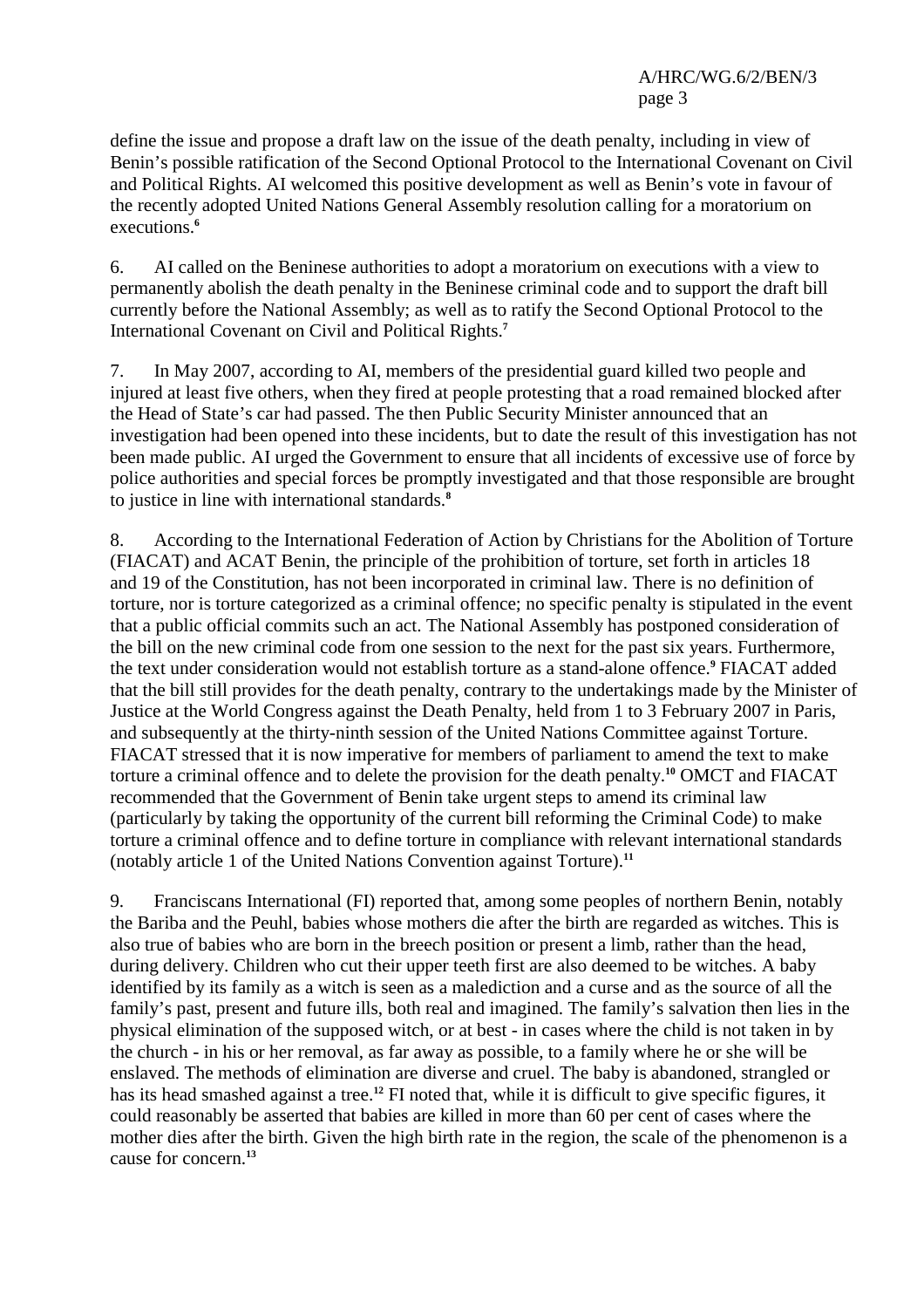define the issue and propose a draft law on the issue of the death penalty, including in view of Benin's possible ratification of the Second Optional Protocol to the International Covenant on Civil and Political Rights. AI welcomed this positive development as well as Benin's vote in favour of the recently adopted United Nations General Assembly resolution calling for a moratorium on executions.[6]

6. AI called on the Beninese authorities to adopt a moratorium on executions with a view to permanently abolish the death penalty in the Beninese criminal code and to support the draft bill currently before the National Assembly; as well as to ratify the Second Optional Protocol to the International Covenant on Civil and Political Rights.[7]

7. In May 2007, according to AI, members of the presidential guard killed two people and injured at least five others, when they fired at people protesting that a road remained blocked after the Head of State's car had passed. The then Public Security Minister announced that an investigation had been opened into these incidents, but to date the result of this investigation has not been made public. AI urged the Government to ensure that all incidents of excessive use of force by police authorities and special forces be promptly investigated and that those responsible are brought to justice in line with international standards.[8]

8. According to the International Federation of Action by Christians for the Abolition of Torture (FIACAT) and ACAT Benin, the principle of the prohibition of torture, set forth in articles 18 and 19 of the Constitution, has not been incorporated in criminal law. There is no definition of torture, nor is torture categorized as a criminal offence; no specific penalty is stipulated in the event that a public official commits such an act. The National Assembly has postponed consideration of the bill on the new criminal code from one session to the next for the past six years. Furthermore, the text under consideration would not establish torture as a stand-alone offence.[9] FIACAT added that the bill still provides for the death penalty, contrary to the undertakings made by the Minister of Justice at the World Congress against the Death Penalty, held from 1 to 3 February 2007 in Paris, and subsequently at the thirty-ninth session of the United Nations Committee against Torture. FIACAT stressed that it is now imperative for members of parliament to amend the text to make torture a criminal offence and to delete the provision for the death penalty.[10] OMCT and FIACAT recommended that the Government of Benin take urgent steps to amend its criminal law (particularly by taking the opportunity of the current bill reforming the Criminal Code) to make torture a criminal offence and to define torture in compliance with relevant international standards (notably article 1 of the United Nations Convention against Torture).[11]

9. Franciscans International (FI) reported that, among some peoples of northern Benin, notably the Bariba and the Peuhl, babies whose mothers die after the birth are regarded as witches. This is also true of babies who are born in the breech position or present a limb, rather than the head, during delivery. Children who cut their upper teeth first are also deemed to be witches. A baby identified by its family as a witch is seen as a malediction and a curse and as the source of all the family's past, present and future ills, both real and imagined. The family's salvation then lies in the physical elimination of the supposed witch, or at best - in cases where the child is not taken in by the church - in his or her removal, as far away as possible, to a family where he or she will be enslaved. The methods of elimination are diverse and cruel. The baby is abandoned, strangled or has its head smashed against a tree.[12] FI noted that, while it is difficult to give specific figures, it could reasonably be asserted that babies are killed in more than 60 per cent of cases where the mother dies after the birth. Given the high birth rate in the region, the scale of the phenomenon is a cause for concern.[13]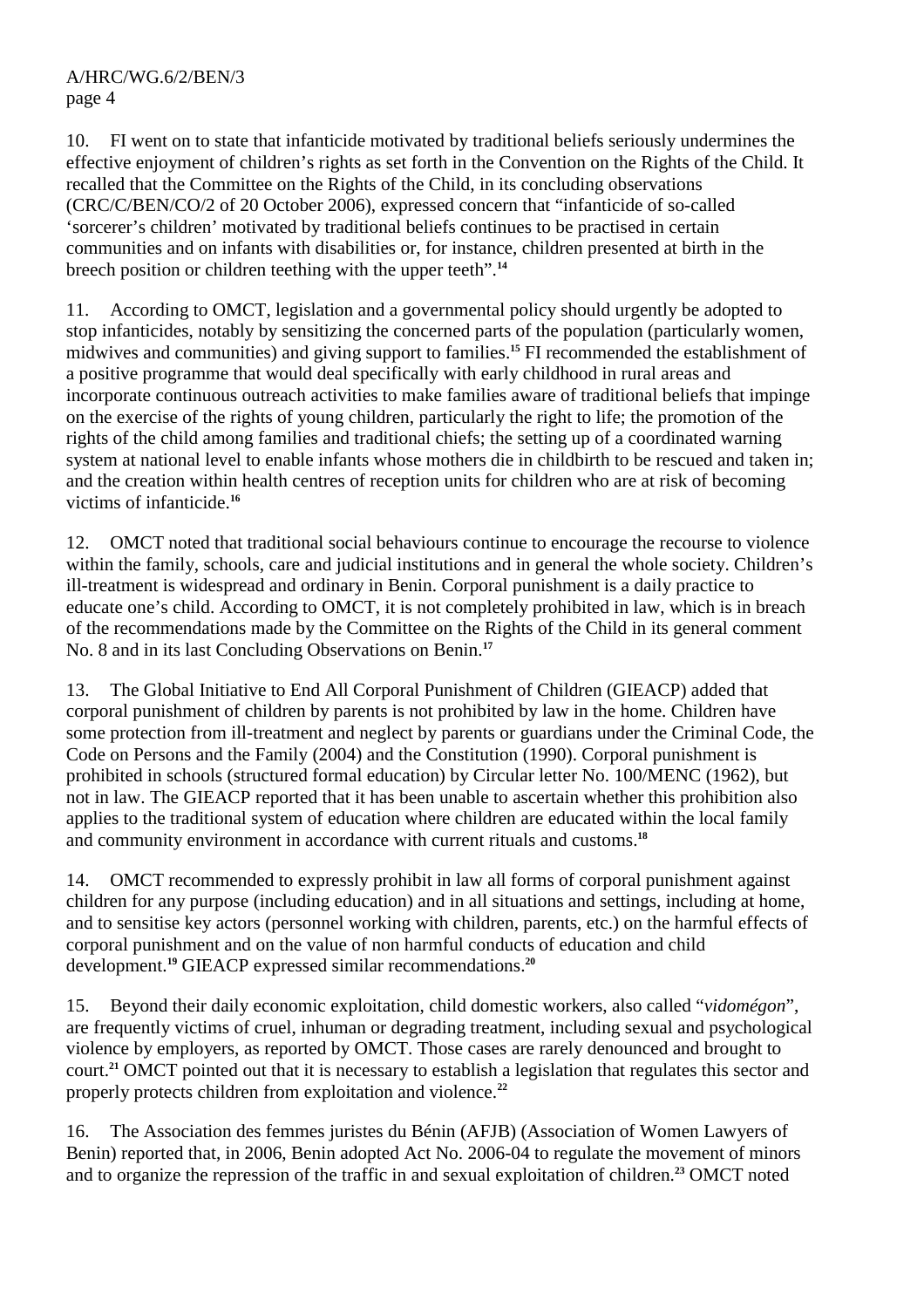10. FI went on to state that infanticide motivated by traditional beliefs seriously undermines the effective enjoyment of children's rights as set forth in the Convention on the Rights of the Child. It recalled that the Committee on the Rights of the Child, in its concluding observations (CRC/C/BEN/CO/2 of 20 October 2006), expressed concern that "infanticide of so-called 'sorcerer's children' motivated by traditional beliefs continues to be practised in certain communities and on infants with disabilities or, for instance, children presented at birth in the breech position or children teething with the upper teeth".[14]

11. According to OMCT, legislation and a governmental policy should urgently be adopted to stop infanticides, notably by sensitizing the concerned parts of the population (particularly women, midwives and communities) and giving support to families.[15] FI recommended the establishment of a positive programme that would deal specifically with early childhood in rural areas and incorporate continuous outreach activities to make families aware of traditional beliefs that impinge on the exercise of the rights of young children, particularly the right to life; the promotion of the rights of the child among families and traditional chiefs; the setting up of a coordinated warning system at national level to enable infants whose mothers die in childbirth to be rescued and taken in; and the creation within health centres of reception units for children who are at risk of becoming victims of infanticide.[16]

12. OMCT noted that traditional social behaviours continue to encourage the recourse to violence within the family, schools, care and judicial institutions and in general the whole society. Children's ill-treatment is widespread and ordinary in Benin. Corporal punishment is a daily practice to educate one's child. According to OMCT, it is not completely prohibited in law, which is in breach of the recommendations made by the Committee on the Rights of the Child in its general comment No. 8 and in its last Concluding Observations on Benin.[17]

13. The Global Initiative to End All Corporal Punishment of Children (GIEACP) added that corporal punishment of children by parents is not prohibited by law in the home. Children have some protection from ill-treatment and neglect by parents or guardians under the Criminal Code, the Code on Persons and the Family (2004) and the Constitution (1990). Corporal punishment is prohibited in schools (structured formal education) by Circular letter No. 100/MENC (1962), but not in law. The GIEACP reported that it has been unable to ascertain whether this prohibition also applies to the traditional system of education where children are educated within the local family and community environment in accordance with current rituals and customs.[18]

14. OMCT recommended to expressly prohibit in law all forms of corporal punishment against children for any purpose (including education) and in all situations and settings, including at home, and to sensitise key actors (personnel working with children, parents, etc.) on the harmful effects of corporal punishment and on the value of non harmful conducts of education and child development.[19] GIEACP expressed similar recommendations.[20]

15. Beyond their daily economic exploitation, child domestic workers, also called "*vidomégon*", are frequently victims of cruel, inhuman or degrading treatment, including sexual and psychological violence by employers, as reported by OMCT. Those cases are rarely denounced and brought to court.[21] OMCT pointed out that it is necessary to establish a legislation that regulates this sector and properly protects children from exploitation and violence.[22]

16. The Association des femmes juristes du Bénin (AFJB) (Association of Women Lawyers of Benin) reported that, in 2006, Benin adopted Act No. 2006-04 to regulate the movement of minors and to organize the repression of the traffic in and sexual exploitation of children.[23] OMCT noted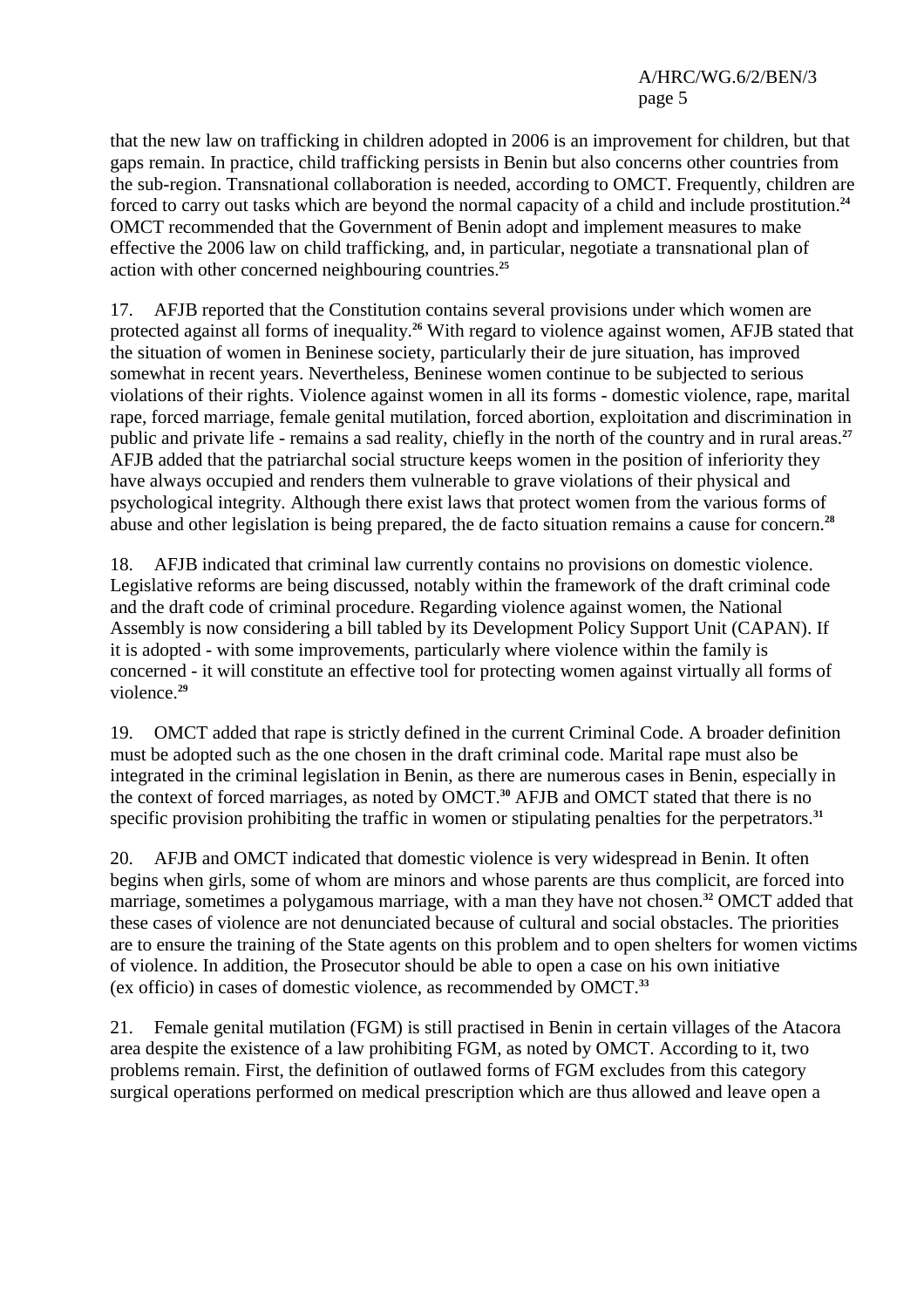that the new law on trafficking in children adopted in 2006 is an improvement for children, but that gaps remain. In practice, child trafficking persists in Benin but also concerns other countries from the sub-region. Transnational collaboration is needed, according to OMCT. Frequently, children are forced to carry out tasks which are beyond the normal capacity of a child and include prostitution.[24] OMCT recommended that the Government of Benin adopt and implement measures to make effective the 2006 law on child trafficking, and, in particular, negotiate a transnational plan of action with other concerned neighbouring countries.[25]

17. AFJB reported that the Constitution contains several provisions under which women are protected against all forms of inequality.[26] With regard to violence against women, AFJB stated that the situation of women in Beninese society, particularly their de jure situation, has improved somewhat in recent years. Nevertheless, Beninese women continue to be subjected to serious violations of their rights. Violence against women in all its forms - domestic violence, rape, marital rape, forced marriage, female genital mutilation, forced abortion, exploitation and discrimination in public and private life - remains a sad reality, chiefly in the north of the country and in rural areas.[27] AFJB added that the patriarchal social structure keeps women in the position of inferiority they have always occupied and renders them vulnerable to grave violations of their physical and psychological integrity. Although there exist laws that protect women from the various forms of abuse and other legislation is being prepared, the de facto situation remains a cause for concern.[28]

18. AFJB indicated that criminal law currently contains no provisions on domestic violence. Legislative reforms are being discussed, notably within the framework of the draft criminal code and the draft code of criminal procedure. Regarding violence against women, the National Assembly is now considering a bill tabled by its Development Policy Support Unit (CAPAN). If it is adopted - with some improvements, particularly where violence within the family is concerned - it will constitute an effective tool for protecting women against virtually all forms of violence.[29]

19. OMCT added that rape is strictly defined in the current Criminal Code. A broader definition must be adopted such as the one chosen in the draft criminal code. Marital rape must also be integrated in the criminal legislation in Benin, as there are numerous cases in Benin, especially in the context of forced marriages, as noted by OMCT.[30] AFJB and OMCT stated that there is no specific provision prohibiting the traffic in women or stipulating penalties for the perpetrators.[31]

20. AFJB and OMCT indicated that domestic violence is very widespread in Benin. It often begins when girls, some of whom are minors and whose parents are thus complicit, are forced into marriage, sometimes a polygamous marriage, with a man they have not chosen.[32] OMCT added that these cases of violence are not denunciated because of cultural and social obstacles. The priorities are to ensure the training of the State agents on this problem and to open shelters for women victims of violence. In addition, the Prosecutor should be able to open a case on his own initiative (ex officio) in cases of domestic violence, as recommended by OMCT.[33]

21. Female genital mutilation (FGM) is still practised in Benin in certain villages of the Atacora area despite the existence of a law prohibiting FGM, as noted by OMCT. According to it, two problems remain. First, the definition of outlawed forms of FGM excludes from this category surgical operations performed on medical prescription which are thus allowed and leave open a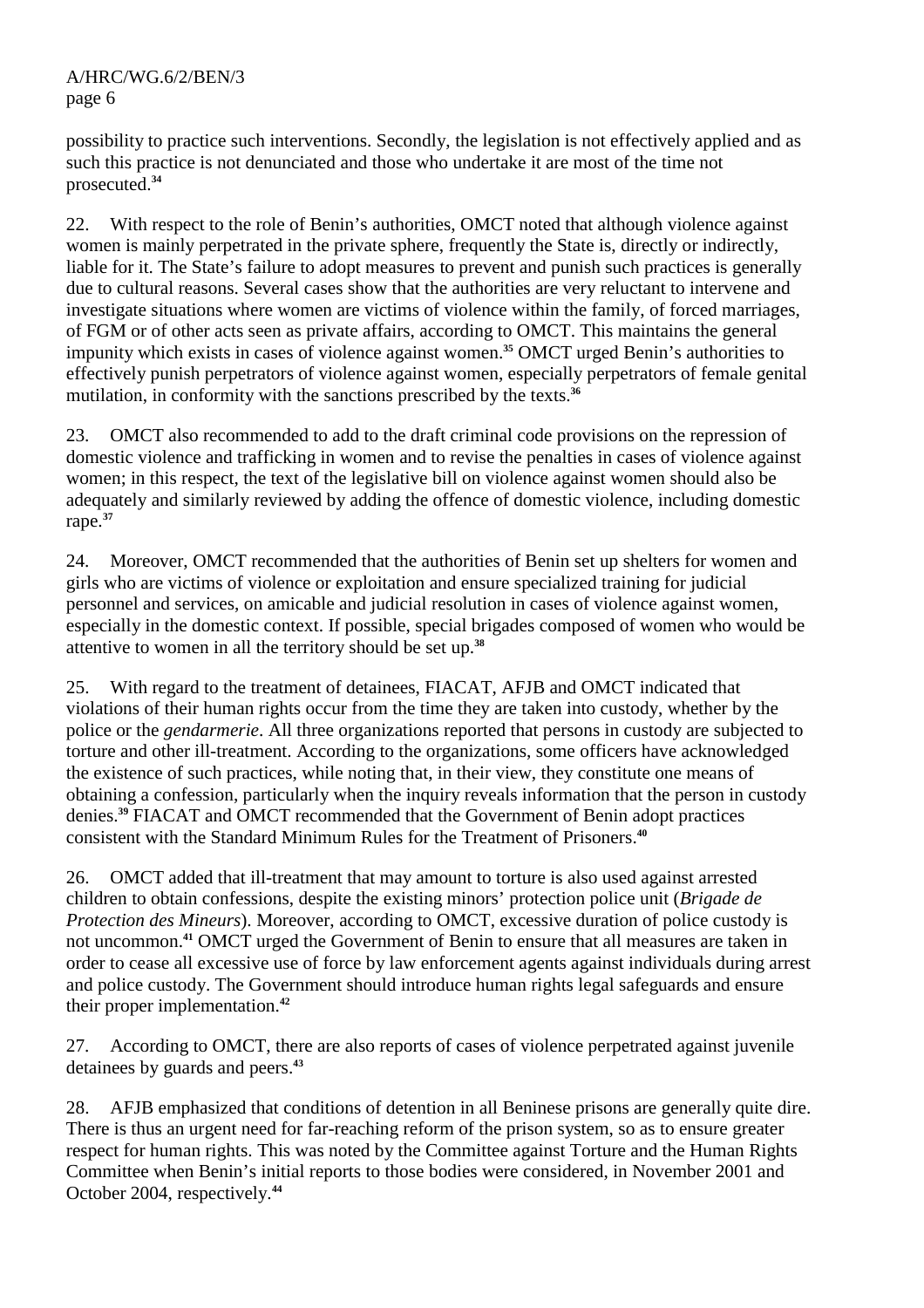possibility to practice such interventions. Secondly, the legislation is not effectively applied and as such this practice is not denunciated and those who undertake it are most of the time not prosecuted.[34]

22. With respect to the role of Benin's authorities, OMCT noted that although violence against women is mainly perpetrated in the private sphere, frequently the State is, directly or indirectly, liable for it. The State's failure to adopt measures to prevent and punish such practices is generally due to cultural reasons. Several cases show that the authorities are very reluctant to intervene and investigate situations where women are victims of violence within the family, of forced marriages, of FGM or of other acts seen as private affairs, according to OMCT. This maintains the general impunity which exists in cases of violence against women.[35] OMCT urged Benin's authorities to effectively punish perpetrators of violence against women, especially perpetrators of female genital mutilation, in conformity with the sanctions prescribed by the texts.[36]

23. OMCT also recommended to add to the draft criminal code provisions on the repression of domestic violence and trafficking in women and to revise the penalties in cases of violence against women; in this respect, the text of the legislative bill on violence against women should also be adequately and similarly reviewed by adding the offence of domestic violence, including domestic rape.[37]

24. Moreover, OMCT recommended that the authorities of Benin set up shelters for women and girls who are victims of violence or exploitation and ensure specialized training for judicial personnel and services, on amicable and judicial resolution in cases of violence against women, especially in the domestic context. If possible, special brigades composed of women who would be attentive to women in all the territory should be set up.[38]

25. With regard to the treatment of detainees, FIACAT, AFJB and OMCT indicated that violations of their human rights occur from the time they are taken into custody, whether by the police or the *gendarmerie*. All three organizations reported that persons in custody are subjected to torture and other ill-treatment. According to the organizations, some officers have acknowledged the existence of such practices, while noting that, in their view, they constitute one means of obtaining a confession, particularly when the inquiry reveals information that the person in custody denies.[39] FIACAT and OMCT recommended that the Government of Benin adopt practices consistent with the Standard Minimum Rules for the Treatment of Prisoners.[40]

26. OMCT added that ill-treatment that may amount to torture is also used against arrested children to obtain confessions, despite the existing minors' protection police unit (*Brigade de Protection des Mineurs*). Moreover, according to OMCT, excessive duration of police custody is not uncommon.[41] OMCT urged the Government of Benin to ensure that all measures are taken in order to cease all excessive use of force by law enforcement agents against individuals during arrest and police custody. The Government should introduce human rights legal safeguards and ensure their proper implementation.[42]

27. According to OMCT, there are also reports of cases of violence perpetrated against juvenile detainees by guards and peers.[43]

28. AFJB emphasized that conditions of detention in all Beninese prisons are generally quite dire. There is thus an urgent need for far-reaching reform of the prison system, so as to ensure greater respect for human rights. This was noted by the Committee against Torture and the Human Rights Committee when Benin's initial reports to those bodies were considered, in November 2001 and October 2004, respectively.[44]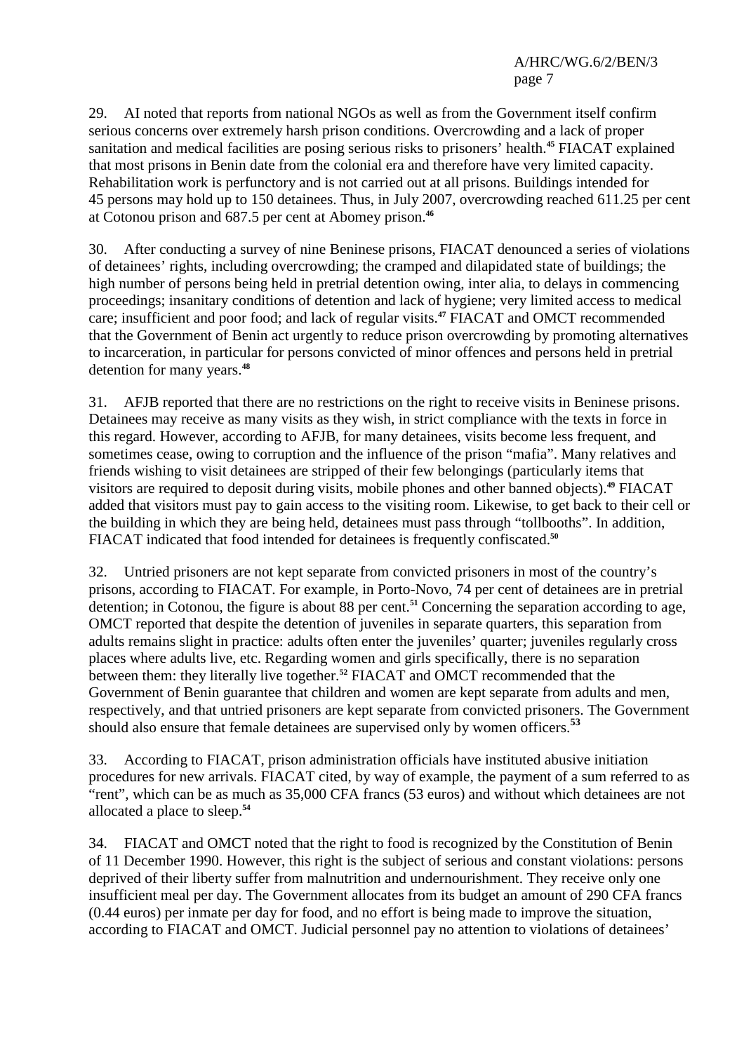29. AI noted that reports from national NGOs as well as from the Government itself confirm serious concerns over extremely harsh prison conditions. Overcrowding and a lack of proper sanitation and medical facilities are posing serious risks to prisoners' health.[45] FIACAT explained that most prisons in Benin date from the colonial era and therefore have very limited capacity. Rehabilitation work is perfunctory and is not carried out at all prisons. Buildings intended for 45 persons may hold up to 150 detainees. Thus, in July 2007, overcrowding reached 611.25 per cent at Cotonou prison and 687.5 per cent at Abomey prison.[46]

30. After conducting a survey of nine Beninese prisons, FIACAT denounced a series of violations of detainees' rights, including overcrowding; the cramped and dilapidated state of buildings; the high number of persons being held in pretrial detention owing, inter alia, to delays in commencing proceedings; insanitary conditions of detention and lack of hygiene; very limited access to medical care; insufficient and poor food; and lack of regular visits.[47] FIACAT and OMCT recommended that the Government of Benin act urgently to reduce prison overcrowding by promoting alternatives to incarceration, in particular for persons convicted of minor offences and persons held in pretrial detention for many years.[48]

31. AFJB reported that there are no restrictions on the right to receive visits in Beninese prisons. Detainees may receive as many visits as they wish, in strict compliance with the texts in force in this regard. However, according to AFJB, for many detainees, visits become less frequent, and sometimes cease, owing to corruption and the influence of the prison "mafia". Many relatives and friends wishing to visit detainees are stripped of their few belongings (particularly items that visitors are required to deposit during visits, mobile phones and other banned objects).[49] FIACAT added that visitors must pay to gain access to the visiting room. Likewise, to get back to their cell or the building in which they are being held, detainees must pass through "tollbooths". In addition, FIACAT indicated that food intended for detainees is frequently confiscated.[50]

32. Untried prisoners are not kept separate from convicted prisoners in most of the country's prisons, according to FIACAT. For example, in Porto-Novo, 74 per cent of detainees are in pretrial detention; in Cotonou, the figure is about 88 per cent.[51] Concerning the separation according to age, OMCT reported that despite the detention of juveniles in separate quarters, this separation from adults remains slight in practice: adults often enter the juveniles' quarter; juveniles regularly cross places where adults live, etc. Regarding women and girls specifically, there is no separation between them: they literally live together.[52] FIACAT and OMCT recommended that the Government of Benin guarantee that children and women are kept separate from adults and men, respectively, and that untried prisoners are kept separate from convicted prisoners. The Government should also ensure that female detainees are supervised only by women officers.[53]

33. According to FIACAT, prison administration officials have instituted abusive initiation procedures for new arrivals. FIACAT cited, by way of example, the payment of a sum referred to as "rent", which can be as much as 35,000 CFA francs (53 euros) and without which detainees are not allocated a place to sleep.[54]

34. FIACAT and OMCT noted that the right to food is recognized by the Constitution of Benin of 11 December 1990. However, this right is the subject of serious and constant violations: persons deprived of their liberty suffer from malnutrition and undernourishment. They receive only one insufficient meal per day. The Government allocates from its budget an amount of 290 CFA francs (0.44 euros) per inmate per day for food, and no effort is being made to improve the situation, according to FIACAT and OMCT. Judicial personnel pay no attention to violations of detainees'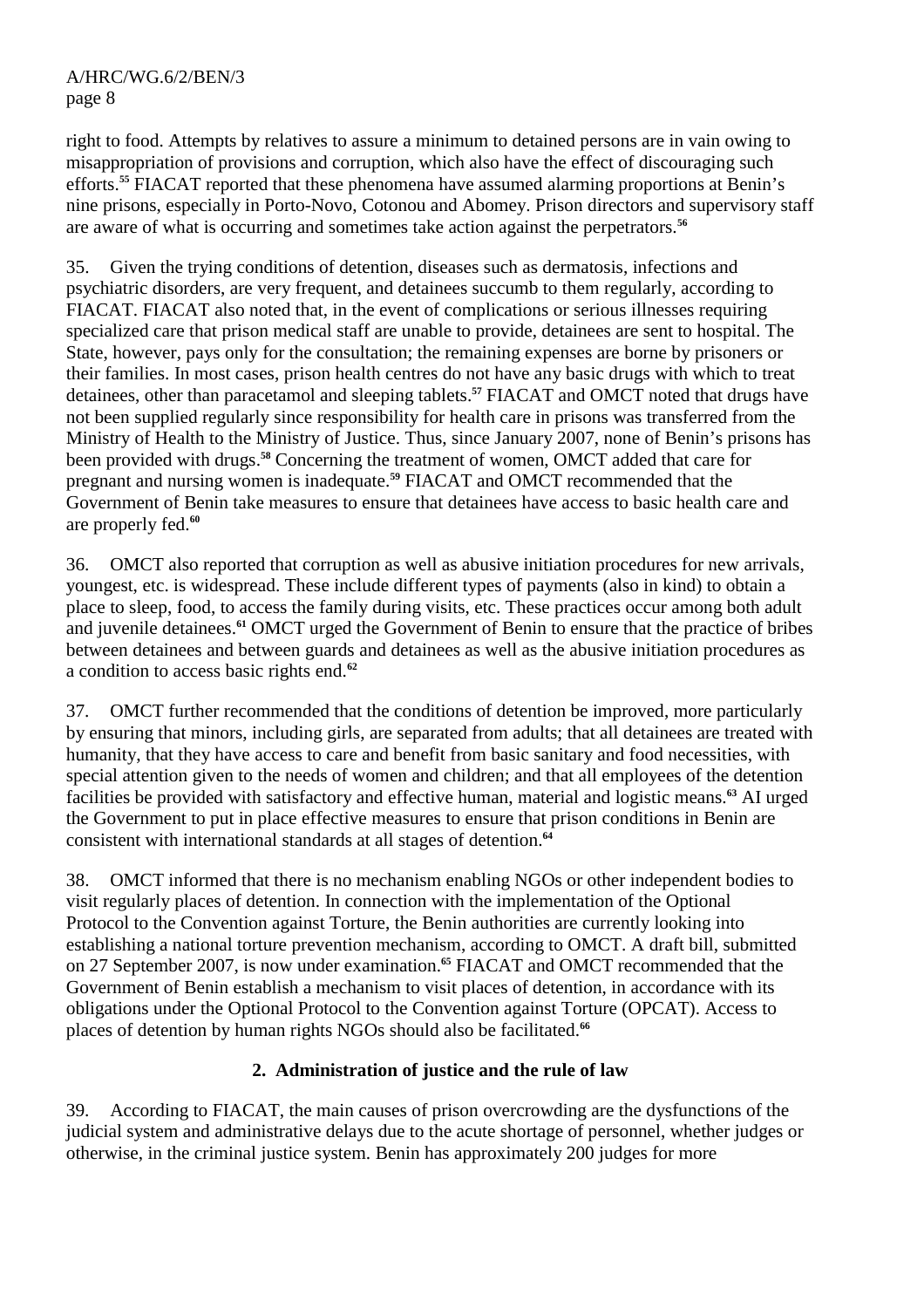right to food. Attempts by relatives to assure a minimum to detained persons are in vain owing to misappropriation of provisions and corruption, which also have the effect of discouraging such efforts.[55] FIACAT reported that these phenomena have assumed alarming proportions at Benin's nine prisons, especially in Porto-Novo, Cotonou and Abomey. Prison directors and supervisory staff are aware of what is occurring and sometimes take action against the perpetrators.[56]

35. Given the trying conditions of detention, diseases such as dermatosis, infections and psychiatric disorders, are very frequent, and detainees succumb to them regularly, according to FIACAT. FIACAT also noted that, in the event of complications or serious illnesses requiring specialized care that prison medical staff are unable to provide, detainees are sent to hospital. The State, however, pays only for the consultation; the remaining expenses are borne by prisoners or their families. In most cases, prison health centres do not have any basic drugs with which to treat detainees, other than paracetamol and sleeping tablets.[57] FIACAT and OMCT noted that drugs have not been supplied regularly since responsibility for health care in prisons was transferred from the Ministry of Health to the Ministry of Justice. Thus, since January 2007, none of Benin's prisons has been provided with drugs.[58] Concerning the treatment of women, OMCT added that care for pregnant and nursing women is inadequate.[59] FIACAT and OMCT recommended that the Government of Benin take measures to ensure that detainees have access to basic health care and are properly fed.[60]

36. OMCT also reported that corruption as well as abusive initiation procedures for new arrivals, youngest, etc. is widespread. These include different types of payments (also in kind) to obtain a place to sleep, food, to access the family during visits, etc. These practices occur among both adult and juvenile detainees.[61] OMCT urged the Government of Benin to ensure that the practice of bribes between detainees and between guards and detainees as well as the abusive initiation procedures as a condition to access basic rights end.[62]

37. OMCT further recommended that the conditions of detention be improved, more particularly by ensuring that minors, including girls, are separated from adults; that all detainees are treated with humanity, that they have access to care and benefit from basic sanitary and food necessities, with special attention given to the needs of women and children; and that all employees of the detention facilities be provided with satisfactory and effective human, material and logistic means.[63] AI urged the Government to put in place effective measures to ensure that prison conditions in Benin are consistent with international standards at all stages of detention.[64]

38. OMCT informed that there is no mechanism enabling NGOs or other independent bodies to visit regularly places of detention. In connection with the implementation of the Optional Protocol to the Convention against Torture, the Benin authorities are currently looking into establishing a national torture prevention mechanism, according to OMCT. A draft bill, submitted on 27 September 2007, is now under examination.[65] FIACAT and OMCT recommended that the Government of Benin establish a mechanism to visit places of detention, in accordance with its obligations under the Optional Protocol to the Convention against Torture (OPCAT). Access to places of detention by human rights NGOs should also be facilitated.[66]

### 2. Administration of justice and the rule of law

39. According to FIACAT, the main causes of prison overcrowding are the dysfunctions of the judicial system and administrative delays due to the acute shortage of personnel, whether judges or otherwise, in the criminal justice system. Benin has approximately 200 judges for more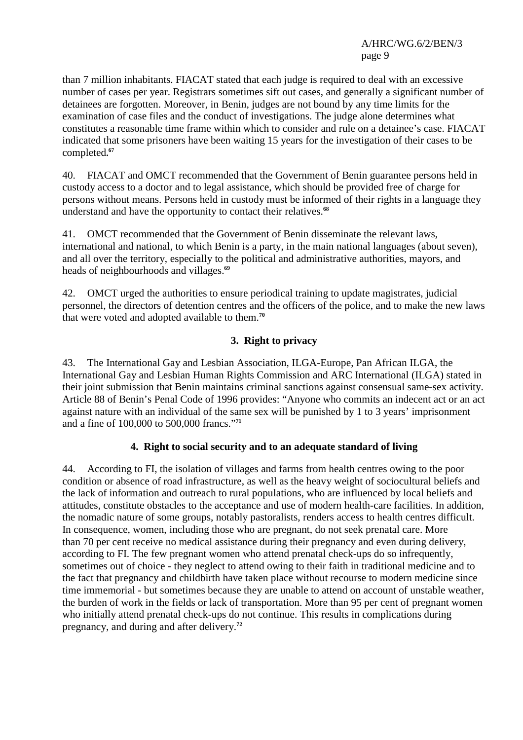than 7 million inhabitants. FIACAT stated that each judge is required to deal with an excessive number of cases per year. Registrars sometimes sift out cases, and generally a significant number of detainees are forgotten. Moreover, in Benin, judges are not bound by any time limits for the examination of case files and the conduct of investigations. The judge alone determines what constitutes a reasonable time frame within which to consider and rule on a detainee's case. FIACAT indicated that some prisoners have been waiting 15 years for the investigation of their cases to be completed.[67]

40. FIACAT and OMCT recommended that the Government of Benin guarantee persons held in custody access to a doctor and to legal assistance, which should be provided free of charge for persons without means. Persons held in custody must be informed of their rights in a language they understand and have the opportunity to contact their relatives.[68]

41. OMCT recommended that the Government of Benin disseminate the relevant laws, international and national, to which Benin is a party, in the main national languages (about seven), and all over the territory, especially to the political and administrative authorities, mayors, and heads of neighbourhoods and villages.[69]

42. OMCT urged the authorities to ensure periodical training to update magistrates, judicial personnel, the directors of detention centres and the officers of the police, and to make the new laws that were voted and adopted available to them.[70]

### 3. Right to privacy

43. The International Gay and Lesbian Association, ILGA-Europe, Pan African ILGA, the International Gay and Lesbian Human Rights Commission and ARC International (ILGA) stated in their joint submission that Benin maintains criminal sanctions against consensual same-sex activity. Article 88 of Benin's Penal Code of 1996 provides: "Anyone who commits an indecent act or an act against nature with an individual of the same sex will be punished by 1 to 3 years' imprisonment and a fine of 100,000 to 500,000 francs."[71]

### 4. Right to social security and to an adequate standard of living

44. According to FI, the isolation of villages and farms from health centres owing to the poor condition or absence of road infrastructure, as well as the heavy weight of sociocultural beliefs and the lack of information and outreach to rural populations, who are influenced by local beliefs and attitudes, constitute obstacles to the acceptance and use of modern health-care facilities. In addition, the nomadic nature of some groups, notably pastoralists, renders access to health centres difficult. In consequence, women, including those who are pregnant, do not seek prenatal care. More than 70 per cent receive no medical assistance during their pregnancy and even during delivery, according to FI. The few pregnant women who attend prenatal check-ups do so infrequently, sometimes out of choice - they neglect to attend owing to their faith in traditional medicine and to the fact that pregnancy and childbirth have taken place without recourse to modern medicine since time immemorial - but sometimes because they are unable to attend on account of unstable weather, the burden of work in the fields or lack of transportation. More than 95 per cent of pregnant women who initially attend prenatal check-ups do not continue. This results in complications during pregnancy, and during and after delivery.[72]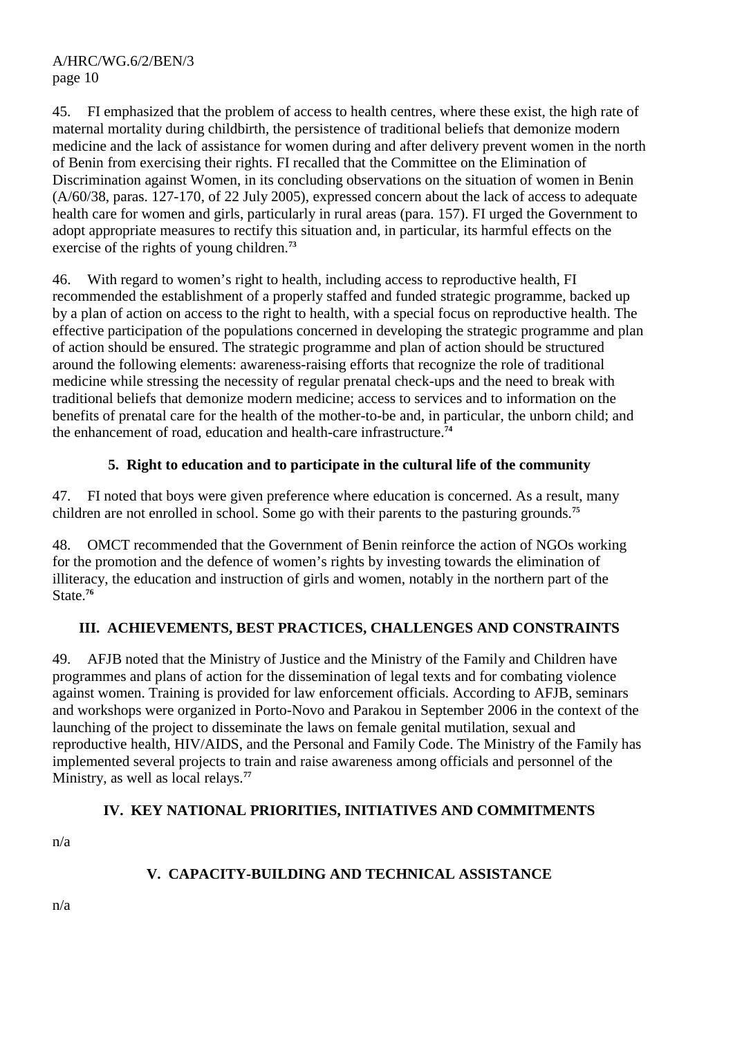45. FI emphasized that the problem of access to health centres, where these exist, the high rate of maternal mortality during childbirth, the persistence of traditional beliefs that demonize modern medicine and the lack of assistance for women during and after delivery prevent women in the north of Benin from exercising their rights. FI recalled that the Committee on the Elimination of Discrimination against Women, in its concluding observations on the situation of women in Benin (A/60/38, paras. 127-170, of 22 July 2005), expressed concern about the lack of access to adequate health care for women and girls, particularly in rural areas (para. 157). FI urged the Government to adopt appropriate measures to rectify this situation and, in particular, its harmful effects on the exercise of the rights of young children.[73]

46. With regard to women's right to health, including access to reproductive health, FI recommended the establishment of a properly staffed and funded strategic programme, backed up by a plan of action on access to the right to health, with a special focus on reproductive health. The effective participation of the populations concerned in developing the strategic programme and plan of action should be ensured. The strategic programme and plan of action should be structured around the following elements: awareness-raising efforts that recognize the role of traditional medicine while stressing the necessity of regular prenatal check-ups and the need to break with traditional beliefs that demonize modern medicine; access to services and to information on the benefits of prenatal care for the health of the mother-to-be and, in particular, the unborn child; and the enhancement of road, education and health-care infrastructure.[74]

### 5. Right to education and to participate in the cultural life of the community

47. FI noted that boys were given preference where education is concerned. As a result, many children are not enrolled in school. Some go with their parents to the pasturing grounds.[75]

48. OMCT recommended that the Government of Benin reinforce the action of NGOs working for the promotion and the defence of women's rights by investing towards the elimination of illiteracy, the education and instruction of girls and women, notably in the northern part of the State.[76]

## III. ACHIEVEMENTS, BEST PRACTICES, CHALLENGES AND CONSTRAINTS

49. AFJB noted that the Ministry of Justice and the Ministry of the Family and Children have programmes and plans of action for the dissemination of legal texts and for combating violence against women. Training is provided for law enforcement officials. According to AFJB, seminars and workshops were organized in Porto-Novo and Parakou in September 2006 in the context of the launching of the project to disseminate the laws on female genital mutilation, sexual and reproductive health, HIV/AIDS, and the Personal and Family Code. The Ministry of the Family has implemented several projects to train and raise awareness among officials and personnel of the Ministry, as well as local relays.[77]

## IV. KEY NATIONAL PRIORITIES, INITIATIVES AND COMMITMENTS

n/a

## V. CAPACITY-BUILDING AND TECHNICAL ASSISTANCE

n/a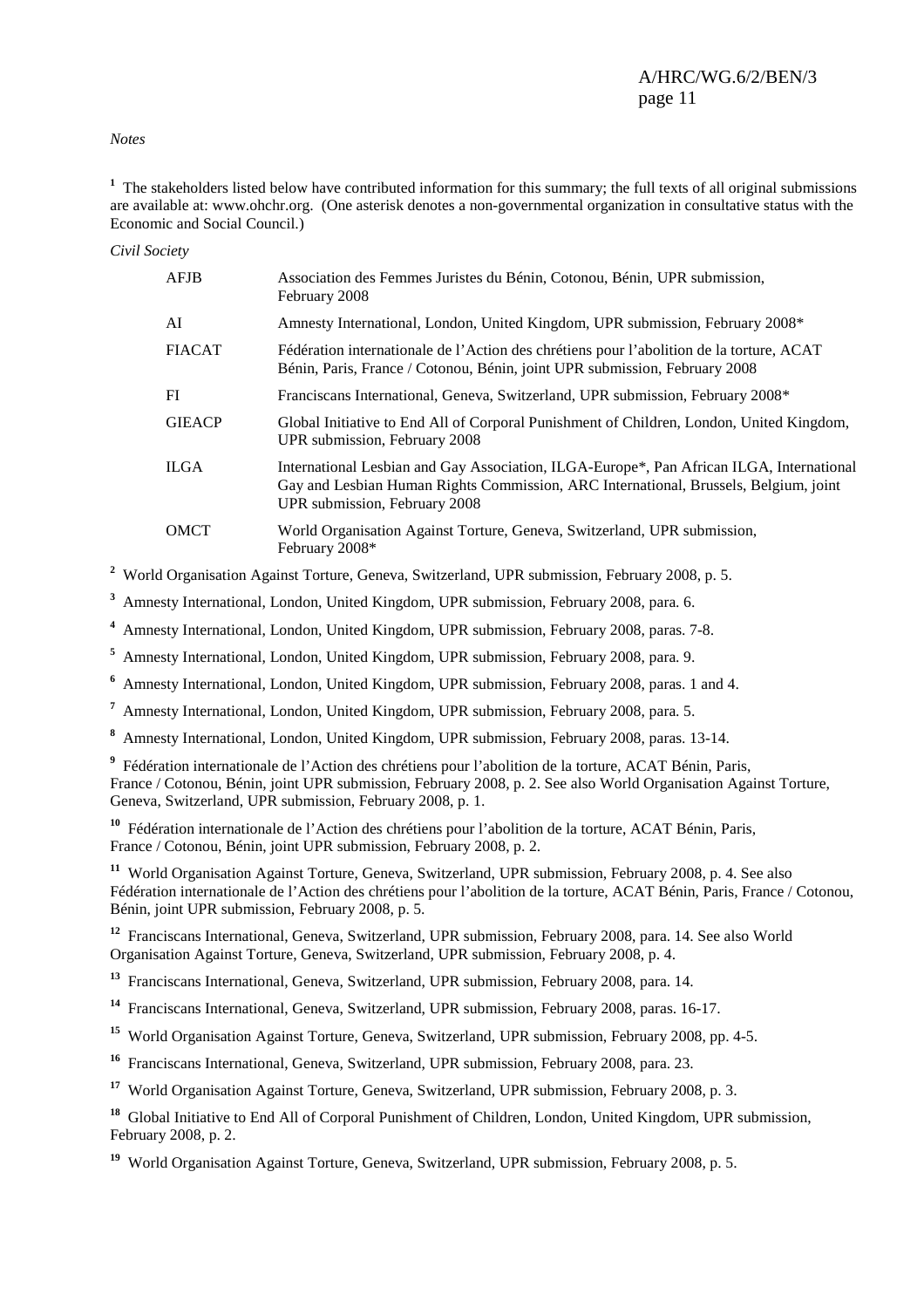*Notes*

[1] The stakeholders listed below have contributed information for this summary; the full texts of all original submissions are available at: www.ohchr.org. (One asterisk denotes a non-governmental organization in consultative status with the Economic and Social Council.)

*Civil Society*

| | |
|---|---|
| AFJB | Association des Femmes Juristes du Bénin, Cotonou, Bénin, UPR submission, February 2008 |
| AI | Amnesty International, London, United Kingdom, UPR submission, February 2008* |
| FIACAT | Fédération internationale de l'Action des chrétiens pour l'abolition de la torture, ACAT Bénin, Paris, France / Cotonou, Bénin, joint UPR submission, February 2008 |
| FI | Franciscans International, Geneva, Switzerland, UPR submission, February 2008* |
| GIEACP | Global Initiative to End All of Corporal Punishment of Children, London, United Kingdom, UPR submission, February 2008 |
| ILGA | International Lesbian and Gay Association, ILGA-Europe*, Pan African ILGA, International Gay and Lesbian Human Rights Commission, ARC International, Brussels, Belgium, joint UPR submission, February 2008 |
| OMCT | World Organisation Against Torture, Geneva, Switzerland, UPR submission, February 2008* |

[2] World Organisation Against Torture, Geneva, Switzerland, UPR submission, February 2008, p. 5.

[3] Amnesty International, London, United Kingdom, UPR submission, February 2008, para. 6.

[4] Amnesty International, London, United Kingdom, UPR submission, February 2008, paras. 7-8.

[5] Amnesty International, London, United Kingdom, UPR submission, February 2008, para. 9.

[6] Amnesty International, London, United Kingdom, UPR submission, February 2008, paras. 1 and 4.

[7] Amnesty International, London, United Kingdom, UPR submission, February 2008, para. 5.

[8] Amnesty International, London, United Kingdom, UPR submission, February 2008, paras. 13-14.

[9] Fédération internationale de l'Action des chrétiens pour l'abolition de la torture, ACAT Bénin, Paris, France / Cotonou, Bénin, joint UPR submission, February 2008, p. 2. See also World Organisation Against Torture, Geneva, Switzerland, UPR submission, February 2008, p. 1.

[10] Fédération internationale de l'Action des chrétiens pour l'abolition de la torture, ACAT Bénin, Paris, France / Cotonou, Bénin, joint UPR submission, February 2008, p. 2.

[11] World Organisation Against Torture, Geneva, Switzerland, UPR submission, February 2008, p. 4. See also Fédération internationale de l'Action des chrétiens pour l'abolition de la torture, ACAT Bénin, Paris, France / Cotonou, Bénin, joint UPR submission, February 2008, p. 5.

[12] Franciscans International, Geneva, Switzerland, UPR submission, February 2008, para. 14. See also World Organisation Against Torture, Geneva, Switzerland, UPR submission, February 2008, p. 4.

[13] Franciscans International, Geneva, Switzerland, UPR submission, February 2008, para. 14.

[14] Franciscans International, Geneva, Switzerland, UPR submission, February 2008, paras. 16-17.

[15] World Organisation Against Torture, Geneva, Switzerland, UPR submission, February 2008, pp. 4-5.

[16] Franciscans International, Geneva, Switzerland, UPR submission, February 2008, para. 23.

[17] World Organisation Against Torture, Geneva, Switzerland, UPR submission, February 2008, p. 3.

[18] Global Initiative to End All of Corporal Punishment of Children, London, United Kingdom, UPR submission, February 2008, p. 2.

[19] World Organisation Against Torture, Geneva, Switzerland, UPR submission, February 2008, p. 5.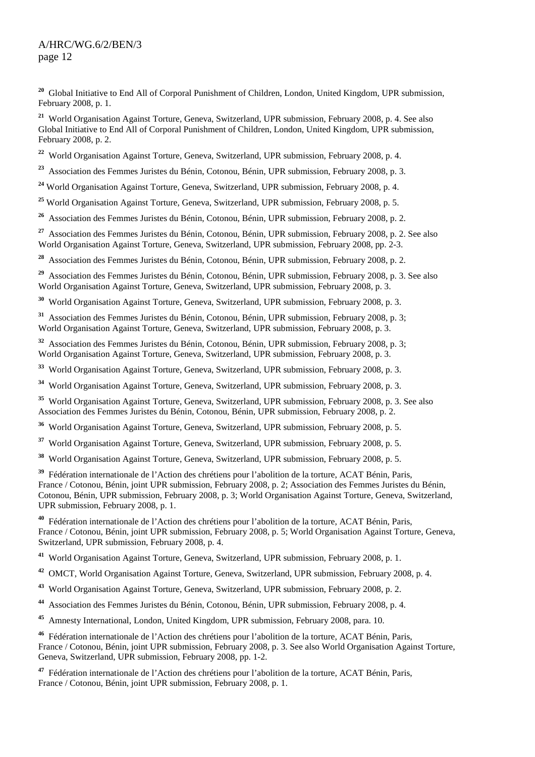[20] Global Initiative to End All of Corporal Punishment of Children, London, United Kingdom, UPR submission, February 2008, p. 1.

[21] World Organisation Against Torture, Geneva, Switzerland, UPR submission, February 2008, p. 4. See also Global Initiative to End All of Corporal Punishment of Children, London, United Kingdom, UPR submission, February 2008, p. 2.

[22] World Organisation Against Torture, Geneva, Switzerland, UPR submission, February 2008, p. 4.

[23] Association des Femmes Juristes du Bénin, Cotonou, Bénin, UPR submission, February 2008, p. 3.

[24] World Organisation Against Torture, Geneva, Switzerland, UPR submission, February 2008, p. 4.

[25] World Organisation Against Torture, Geneva, Switzerland, UPR submission, February 2008, p. 5.

[26] Association des Femmes Juristes du Bénin, Cotonou, Bénin, UPR submission, February 2008, p. 2.

[27] Association des Femmes Juristes du Bénin, Cotonou, Bénin, UPR submission, February 2008, p. 2. See also World Organisation Against Torture, Geneva, Switzerland, UPR submission, February 2008, pp. 2-3.

[28] Association des Femmes Juristes du Bénin, Cotonou, Bénin, UPR submission, February 2008, p. 2.

[29] Association des Femmes Juristes du Bénin, Cotonou, Bénin, UPR submission, February 2008, p. 3. See also World Organisation Against Torture, Geneva, Switzerland, UPR submission, February 2008, p. 3.

[30] World Organisation Against Torture, Geneva, Switzerland, UPR submission, February 2008, p. 3.

[31] Association des Femmes Juristes du Bénin, Cotonou, Bénin, UPR submission, February 2008, p. 3; World Organisation Against Torture, Geneva, Switzerland, UPR submission, February 2008, p. 3.

[32] Association des Femmes Juristes du Bénin, Cotonou, Bénin, UPR submission, February 2008, p. 3; World Organisation Against Torture, Geneva, Switzerland, UPR submission, February 2008, p. 3.

[33] World Organisation Against Torture, Geneva, Switzerland, UPR submission, February 2008, p. 3.

[34] World Organisation Against Torture, Geneva, Switzerland, UPR submission, February 2008, p. 3.

[35] World Organisation Against Torture, Geneva, Switzerland, UPR submission, February 2008, p. 3. See also Association des Femmes Juristes du Bénin, Cotonou, Bénin, UPR submission, February 2008, p. 2.

[36] World Organisation Against Torture, Geneva, Switzerland, UPR submission, February 2008, p. 5.

[37] World Organisation Against Torture, Geneva, Switzerland, UPR submission, February 2008, p. 5.

[38] World Organisation Against Torture, Geneva, Switzerland, UPR submission, February 2008, p. 5.

[39] Fédération internationale de l'Action des chrétiens pour l'abolition de la torture, ACAT Bénin, Paris, France / Cotonou, Bénin, joint UPR submission, February 2008, p. 2; Association des Femmes Juristes du Bénin, Cotonou, Bénin, UPR submission, February 2008, p. 3; World Organisation Against Torture, Geneva, Switzerland, UPR submission, February 2008, p. 1.

[40] Fédération internationale de l'Action des chrétiens pour l'abolition de la torture, ACAT Bénin, Paris, France / Cotonou, Bénin, joint UPR submission, February 2008, p. 5; World Organisation Against Torture, Geneva, Switzerland, UPR submission, February 2008, p. 4.

[41] World Organisation Against Torture, Geneva, Switzerland, UPR submission, February 2008, p. 1.

[42] OMCT, World Organisation Against Torture, Geneva, Switzerland, UPR submission, February 2008, p. 4.

[43] World Organisation Against Torture, Geneva, Switzerland, UPR submission, February 2008, p. 2.

[44] Association des Femmes Juristes du Bénin, Cotonou, Bénin, UPR submission, February 2008, p. 4.

[45] Amnesty International, London, United Kingdom, UPR submission, February 2008, para. 10.

[46] Fédération internationale de l'Action des chrétiens pour l'abolition de la torture, ACAT Bénin, Paris, France / Cotonou, Bénin, joint UPR submission, February 2008, p. 3. See also World Organisation Against Torture, Geneva, Switzerland, UPR submission, February 2008, pp. 1-2.

[47] Fédération internationale de l'Action des chrétiens pour l'abolition de la torture, ACAT Bénin, Paris, France / Cotonou, Bénin, joint UPR submission, February 2008, p. 1.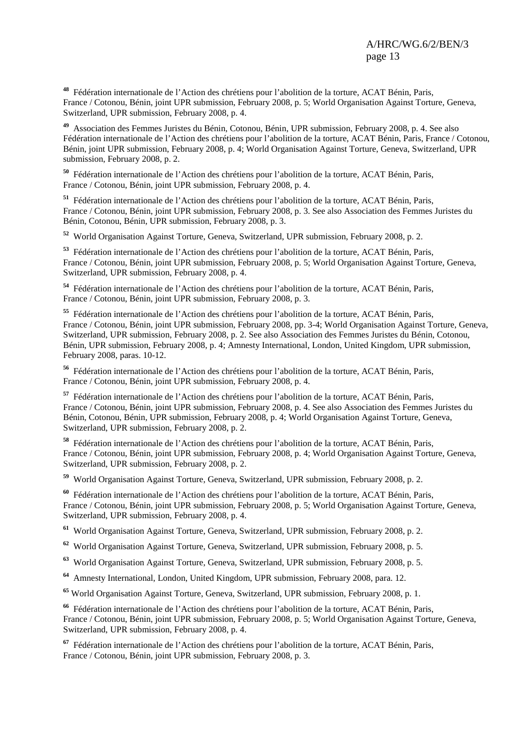[48] Fédération internationale de l'Action des chrétiens pour l'abolition de la torture, ACAT Bénin, Paris, France / Cotonou, Bénin, joint UPR submission, February 2008, p. 5; World Organisation Against Torture, Geneva, Switzerland, UPR submission, February 2008, p. 4.

[49] Association des Femmes Juristes du Bénin, Cotonou, Bénin, UPR submission, February 2008, p. 4. See also Fédération internationale de l'Action des chrétiens pour l'abolition de la torture, ACAT Bénin, Paris, France / Cotonou, Bénin, joint UPR submission, February 2008, p. 4; World Organisation Against Torture, Geneva, Switzerland, UPR submission, February 2008, p. 2.

[50] Fédération internationale de l'Action des chrétiens pour l'abolition de la torture, ACAT Bénin, Paris, France / Cotonou, Bénin, joint UPR submission, February 2008, p. 4.

[51] Fédération internationale de l'Action des chrétiens pour l'abolition de la torture, ACAT Bénin, Paris, France / Cotonou, Bénin, joint UPR submission, February 2008, p. 3. See also Association des Femmes Juristes du Bénin, Cotonou, Bénin, UPR submission, February 2008, p. 3.

[52] World Organisation Against Torture, Geneva, Switzerland, UPR submission, February 2008, p. 2.

[53] Fédération internationale de l'Action des chrétiens pour l'abolition de la torture, ACAT Bénin, Paris, France / Cotonou, Bénin, joint UPR submission, February 2008, p. 5; World Organisation Against Torture, Geneva, Switzerland, UPR submission, February 2008, p. 4.

[54] Fédération internationale de l'Action des chrétiens pour l'abolition de la torture, ACAT Bénin, Paris, France / Cotonou, Bénin, joint UPR submission, February 2008, p. 3.

[55] Fédération internationale de l'Action des chrétiens pour l'abolition de la torture, ACAT Bénin, Paris, France / Cotonou, Bénin, joint UPR submission, February 2008, pp. 3-4; World Organisation Against Torture, Geneva, Switzerland, UPR submission, February 2008, p. 2. See also Association des Femmes Juristes du Bénin, Cotonou, Bénin, UPR submission, February 2008, p. 4; Amnesty International, London, United Kingdom, UPR submission, February 2008, paras. 10-12.

[56] Fédération internationale de l'Action des chrétiens pour l'abolition de la torture, ACAT Bénin, Paris, France / Cotonou, Bénin, joint UPR submission, February 2008, p. 4.

[57] Fédération internationale de l'Action des chrétiens pour l'abolition de la torture, ACAT Bénin, Paris, France / Cotonou, Bénin, joint UPR submission, February 2008, p. 4. See also Association des Femmes Juristes du Bénin, Cotonou, Bénin, UPR submission, February 2008, p. 4; World Organisation Against Torture, Geneva, Switzerland, UPR submission, February 2008, p. 2.

[58] Fédération internationale de l'Action des chrétiens pour l'abolition de la torture, ACAT Bénin, Paris, France / Cotonou, Bénin, joint UPR submission, February 2008, p. 4; World Organisation Against Torture, Geneva, Switzerland, UPR submission, February 2008, p. 2.

[59] World Organisation Against Torture, Geneva, Switzerland, UPR submission, February 2008, p. 2.

[60] Fédération internationale de l'Action des chrétiens pour l'abolition de la torture, ACAT Bénin, Paris, France / Cotonou, Bénin, joint UPR submission, February 2008, p. 5; World Organisation Against Torture, Geneva, Switzerland, UPR submission, February 2008, p. 4.

[61] World Organisation Against Torture, Geneva, Switzerland, UPR submission, February 2008, p. 2.

[62] World Organisation Against Torture, Geneva, Switzerland, UPR submission, February 2008, p. 5.

[63] World Organisation Against Torture, Geneva, Switzerland, UPR submission, February 2008, p. 5.

[64] Amnesty International, London, United Kingdom, UPR submission, February 2008, para. 12.

[65] World Organisation Against Torture, Geneva, Switzerland, UPR submission, February 2008, p. 1.

[66] Fédération internationale de l'Action des chrétiens pour l'abolition de la torture, ACAT Bénin, Paris, France / Cotonou, Bénin, joint UPR submission, February 2008, p. 5; World Organisation Against Torture, Geneva, Switzerland, UPR submission, February 2008, p. 4.

[67] Fédération internationale de l'Action des chrétiens pour l'abolition de la torture, ACAT Bénin, Paris, France / Cotonou, Bénin, joint UPR submission, February 2008, p. 3.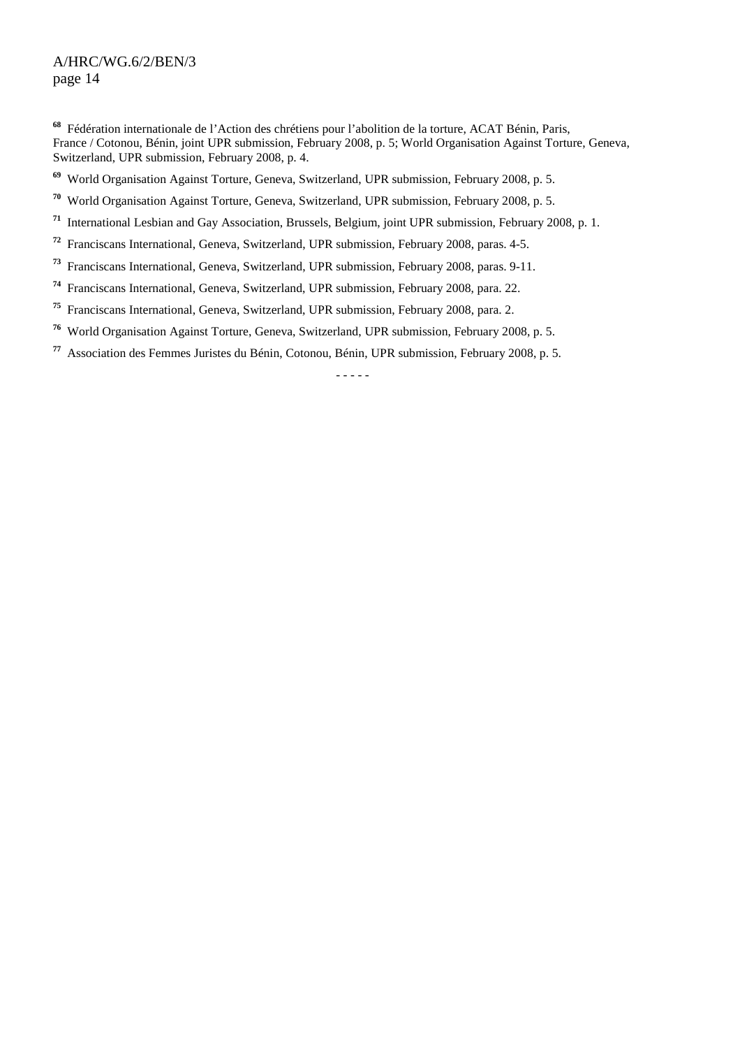[68] Fédération internationale de l'Action des chrétiens pour l'abolition de la torture, ACAT Bénin, Paris, France / Cotonou, Bénin, joint UPR submission, February 2008, p. 5; World Organisation Against Torture, Geneva, Switzerland, UPR submission, February 2008, p. 4.

[69] World Organisation Against Torture, Geneva, Switzerland, UPR submission, February 2008, p. 5.

[70] World Organisation Against Torture, Geneva, Switzerland, UPR submission, February 2008, p. 5.

[71] International Lesbian and Gay Association, Brussels, Belgium, joint UPR submission, February 2008, p. 1.

[72] Franciscans International, Geneva, Switzerland, UPR submission, February 2008, paras. 4-5.

[73] Franciscans International, Geneva, Switzerland, UPR submission, February 2008, paras. 9-11.

[74] Franciscans International, Geneva, Switzerland, UPR submission, February 2008, para. 22.

[75] Franciscans International, Geneva, Switzerland, UPR submission, February 2008, para. 2.

[76] World Organisation Against Torture, Geneva, Switzerland, UPR submission, February 2008, p. 5.

[77] Association des Femmes Juristes du Bénin, Cotonou, Bénin, UPR submission, February 2008, p. 5.

- - - - -